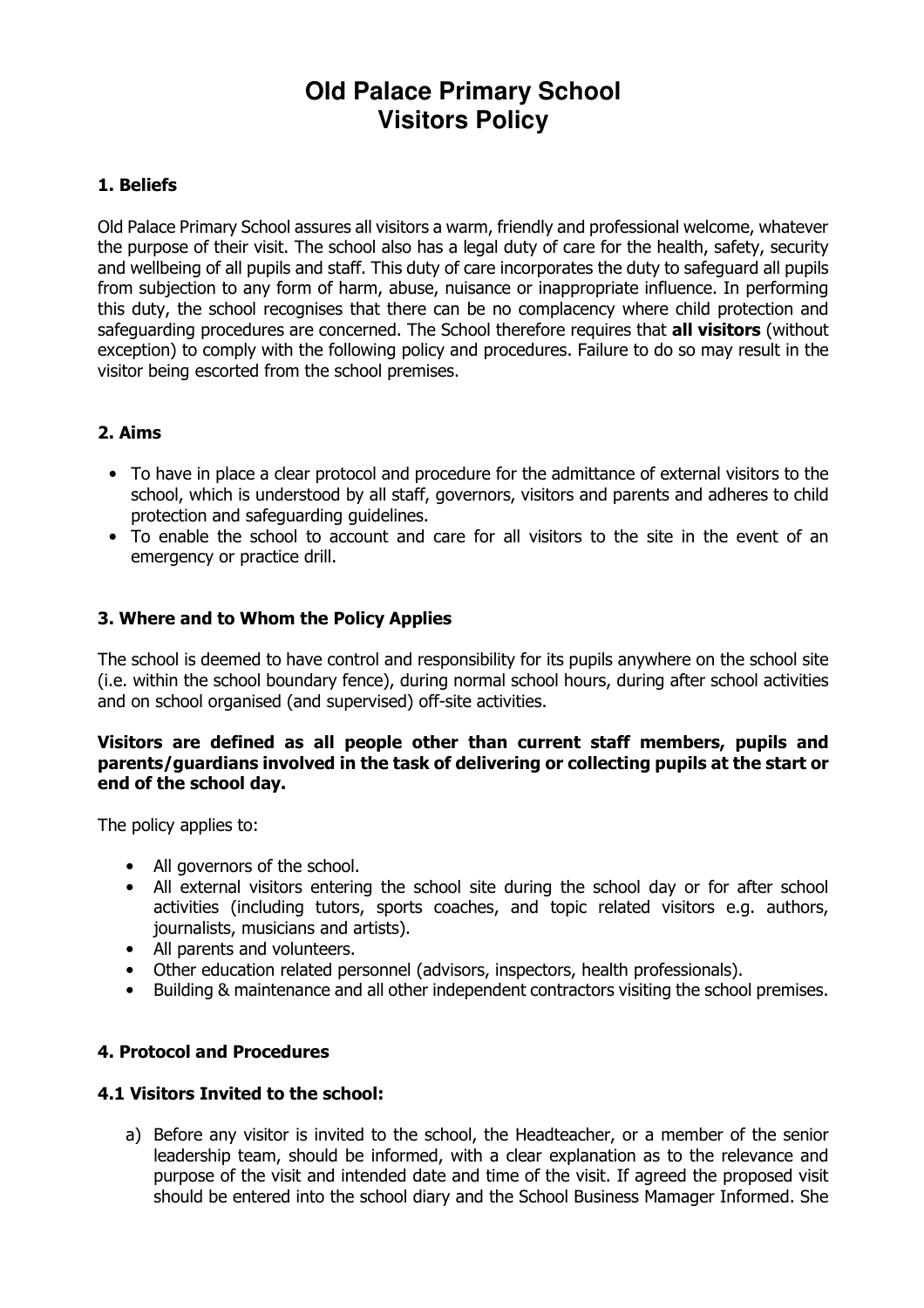# Old Palace Primary School
# Visitors Policy

### 1. Beliefs

Old Palace Primary School assures all visitors a warm, friendly and professional welcome, whatever the purpose of their visit. The school also has a legal duty of care for the health, safety, security and wellbeing of all pupils and staff. This duty of care incorporates the duty to safeguard all pupils from subjection to any form of harm, abuse, nuisance or inappropriate influence. In performing this duty, the school recognises that there can be no complacency where child protection and safeguarding procedures are concerned. The School therefore requires that **all visitors** (without exception) to comply with the following policy and procedures. Failure to do so may result in the visitor being escorted from the school premises.

### 2. Aims

- To have in place a clear protocol and procedure for the admittance of external visitors to the school, which is understood by all staff, governors, visitors and parents and adheres to child protection and safeguarding guidelines.
- To enable the school to account and care for all visitors to the site in the event of an emergency or practice drill.

### 3. Where and to Whom the Policy Applies

The school is deemed to have control and responsibility for its pupils anywhere on the school site (i.e. within the school boundary fence), during normal school hours, during after school activities and on school organised (and supervised) off-site activities.

**Visitors are defined as all people other than current staff members, pupils and parents/guardians involved in the task of delivering or collecting pupils at the start or end of the school day.**

The policy applies to:

- All governors of the school.
- All external visitors entering the school site during the school day or for after school activities (including tutors, sports coaches, and topic related visitors e.g. authors, journalists, musicians and artists).
- All parents and volunteers.
- Other education related personnel (advisors, inspectors, health professionals).
- Building & maintenance and all other independent contractors visiting the school premises.

### 4. Protocol and Procedures

#### 4.1 Visitors Invited to the school:

a) Before any visitor is invited to the school, the Headteacher, or a member of the senior leadership team, should be informed, with a clear explanation as to the relevance and purpose of the visit and intended date and time of the visit. If agreed the proposed visit should be entered into the school diary and the School Business Mamager Informed. She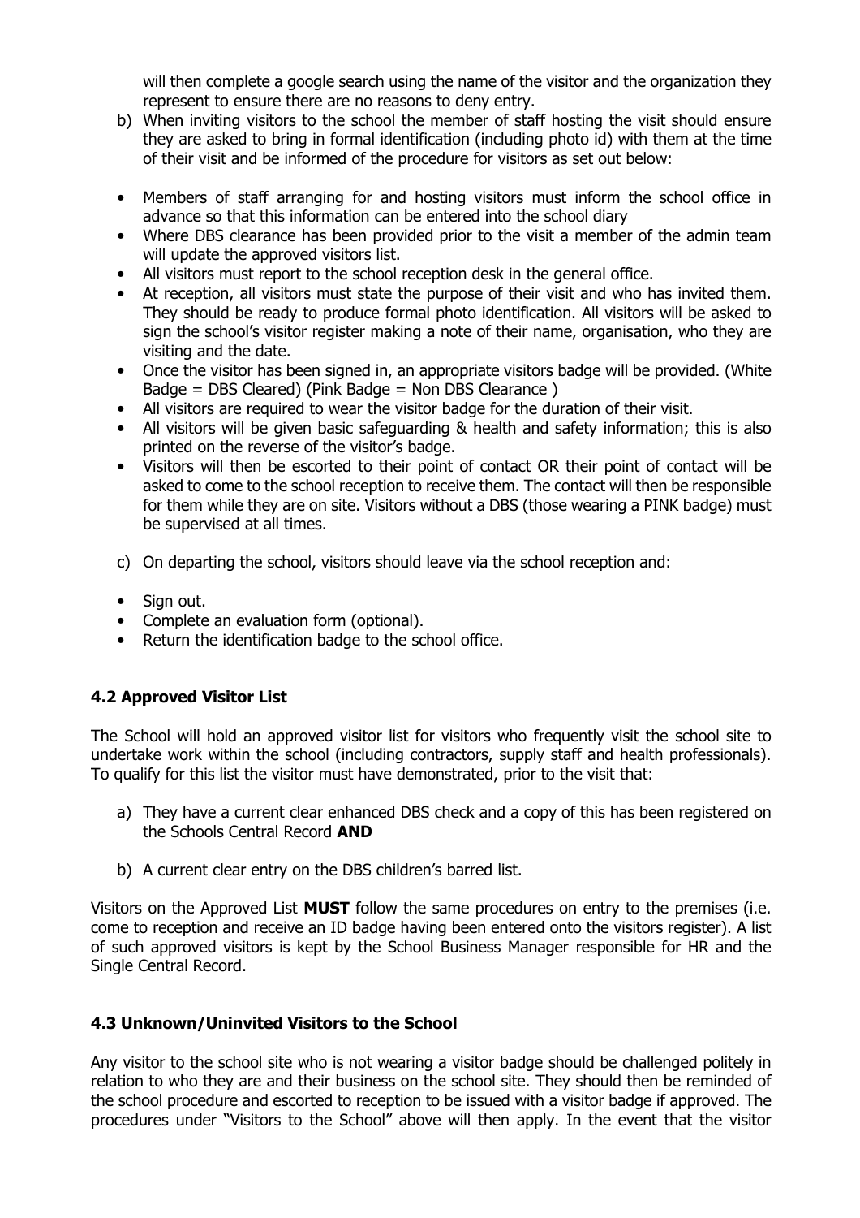will then complete a google search using the name of the visitor and the organization they represent to ensure there are no reasons to deny entry.

b) When inviting visitors to the school the member of staff hosting the visit should ensure they are asked to bring in formal identification (including photo id) with them at the time of their visit and be informed of the procedure for visitors as set out below:

- Members of staff arranging for and hosting visitors must inform the school office in advance so that this information can be entered into the school diary
- Where DBS clearance has been provided prior to the visit a member of the admin team will update the approved visitors list.
- All visitors must report to the school reception desk in the general office.
- At reception, all visitors must state the purpose of their visit and who has invited them. They should be ready to produce formal photo identification. All visitors will be asked to sign the school's visitor register making a note of their name, organisation, who they are visiting and the date.
- Once the visitor has been signed in, an appropriate visitors badge will be provided. (White Badge = DBS Cleared) (Pink Badge = Non DBS Clearance )
- All visitors are required to wear the visitor badge for the duration of their visit.
- All visitors will be given basic safeguarding & health and safety information; this is also printed on the reverse of the visitor's badge.
- Visitors will then be escorted to their point of contact OR their point of contact will be asked to come to the school reception to receive them. The contact will then be responsible for them while they are on site. Visitors without a DBS (those wearing a PINK badge) must be supervised at all times.

c) On departing the school, visitors should leave via the school reception and:

- Sign out.
- Complete an evaluation form (optional).
- Return the identification badge to the school office.

### 4.2 Approved Visitor List

The School will hold an approved visitor list for visitors who frequently visit the school site to undertake work within the school (including contractors, supply staff and health professionals). To qualify for this list the visitor must have demonstrated, prior to the visit that:

a) They have a current clear enhanced DBS check and a copy of this has been registered on the Schools Central Record **AND**

b) A current clear entry on the DBS children's barred list.

Visitors on the Approved List **MUST** follow the same procedures on entry to the premises (i.e. come to reception and receive an ID badge having been entered onto the visitors register). A list of such approved visitors is kept by the School Business Manager responsible for HR and the Single Central Record.

### 4.3 Unknown/Uninvited Visitors to the School

Any visitor to the school site who is not wearing a visitor badge should be challenged politely in relation to who they are and their business on the school site. They should then be reminded of the school procedure and escorted to reception to be issued with a visitor badge if approved. The procedures under "Visitors to the School" above will then apply. In the event that the visitor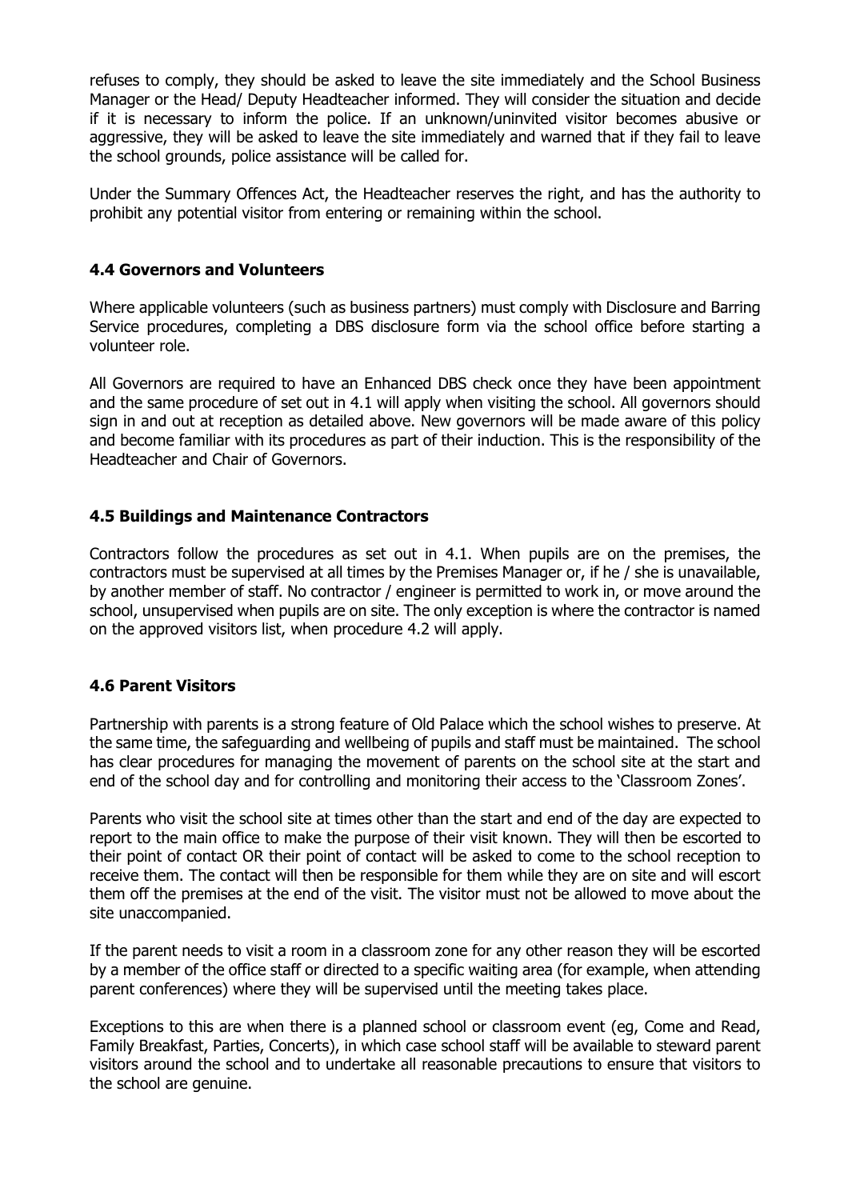refuses to comply, they should be asked to leave the site immediately and the School Business Manager or the Head/ Deputy Headteacher informed. They will consider the situation and decide if it is necessary to inform the police. If an unknown/uninvited visitor becomes abusive or aggressive, they will be asked to leave the site immediately and warned that if they fail to leave the school grounds, police assistance will be called for.

Under the Summary Offences Act, the Headteacher reserves the right, and has the authority to prohibit any potential visitor from entering or remaining within the school.

### 4.4 Governors and Volunteers

Where applicable volunteers (such as business partners) must comply with Disclosure and Barring Service procedures, completing a DBS disclosure form via the school office before starting a volunteer role.

All Governors are required to have an Enhanced DBS check once they have been appointment and the same procedure of set out in 4.1 will apply when visiting the school. All governors should sign in and out at reception as detailed above. New governors will be made aware of this policy and become familiar with its procedures as part of their induction. This is the responsibility of the Headteacher and Chair of Governors.

### 4.5 Buildings and Maintenance Contractors

Contractors follow the procedures as set out in 4.1. When pupils are on the premises, the contractors must be supervised at all times by the Premises Manager or, if he / she is unavailable, by another member of staff. No contractor / engineer is permitted to work in, or move around the school, unsupervised when pupils are on site. The only exception is where the contractor is named on the approved visitors list, when procedure 4.2 will apply.

### 4.6 Parent Visitors

Partnership with parents is a strong feature of Old Palace which the school wishes to preserve. At the same time, the safeguarding and wellbeing of pupils and staff must be maintained. The school has clear procedures for managing the movement of parents on the school site at the start and end of the school day and for controlling and monitoring their access to the 'Classroom Zones'.

Parents who visit the school site at times other than the start and end of the day are expected to report to the main office to make the purpose of their visit known. They will then be escorted to their point of contact OR their point of contact will be asked to come to the school reception to receive them. The contact will then be responsible for them while they are on site and will escort them off the premises at the end of the visit. The visitor must not be allowed to move about the site unaccompanied.

If the parent needs to visit a room in a classroom zone for any other reason they will be escorted by a member of the office staff or directed to a specific waiting area (for example, when attending parent conferences) where they will be supervised until the meeting takes place.

Exceptions to this are when there is a planned school or classroom event (eg, Come and Read, Family Breakfast, Parties, Concerts), in which case school staff will be available to steward parent visitors around the school and to undertake all reasonable precautions to ensure that visitors to the school are genuine.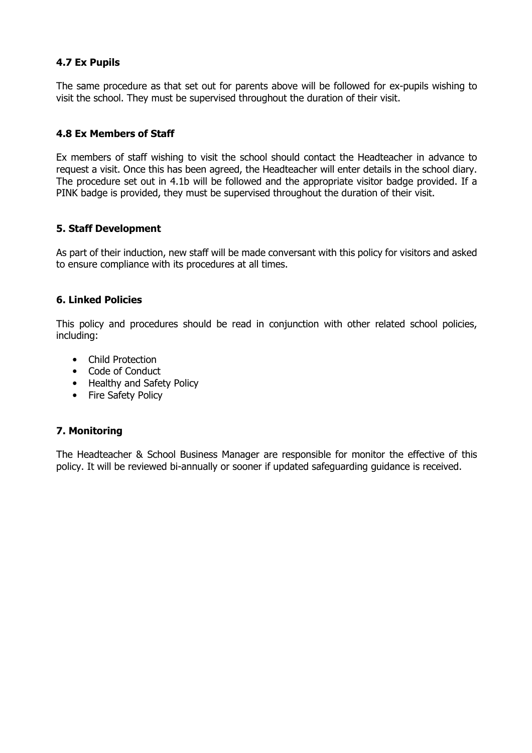### 4.7 Ex Pupils

The same procedure as that set out for parents above will be followed for ex-pupils wishing to visit the school. They must be supervised throughout the duration of their visit.

### 4.8 Ex Members of Staff

Ex members of staff wishing to visit the school should contact the Headteacher in advance to request a visit. Once this has been agreed, the Headteacher will enter details in the school diary. The procedure set out in 4.1b will be followed and the appropriate visitor badge provided. If a PINK badge is provided, they must be supervised throughout the duration of their visit.

### 5. Staff Development

As part of their induction, new staff will be made conversant with this policy for visitors and asked to ensure compliance with its procedures at all times.

### 6. Linked Policies

This policy and procedures should be read in conjunction with other related school policies, including:

- Child Protection
- Code of Conduct
- Healthy and Safety Policy
- Fire Safety Policy

### 7. Monitoring

The Headteacher & School Business Manager are responsible for monitor the effective of this policy. It will be reviewed bi-annually or sooner if updated safeguarding guidance is received.